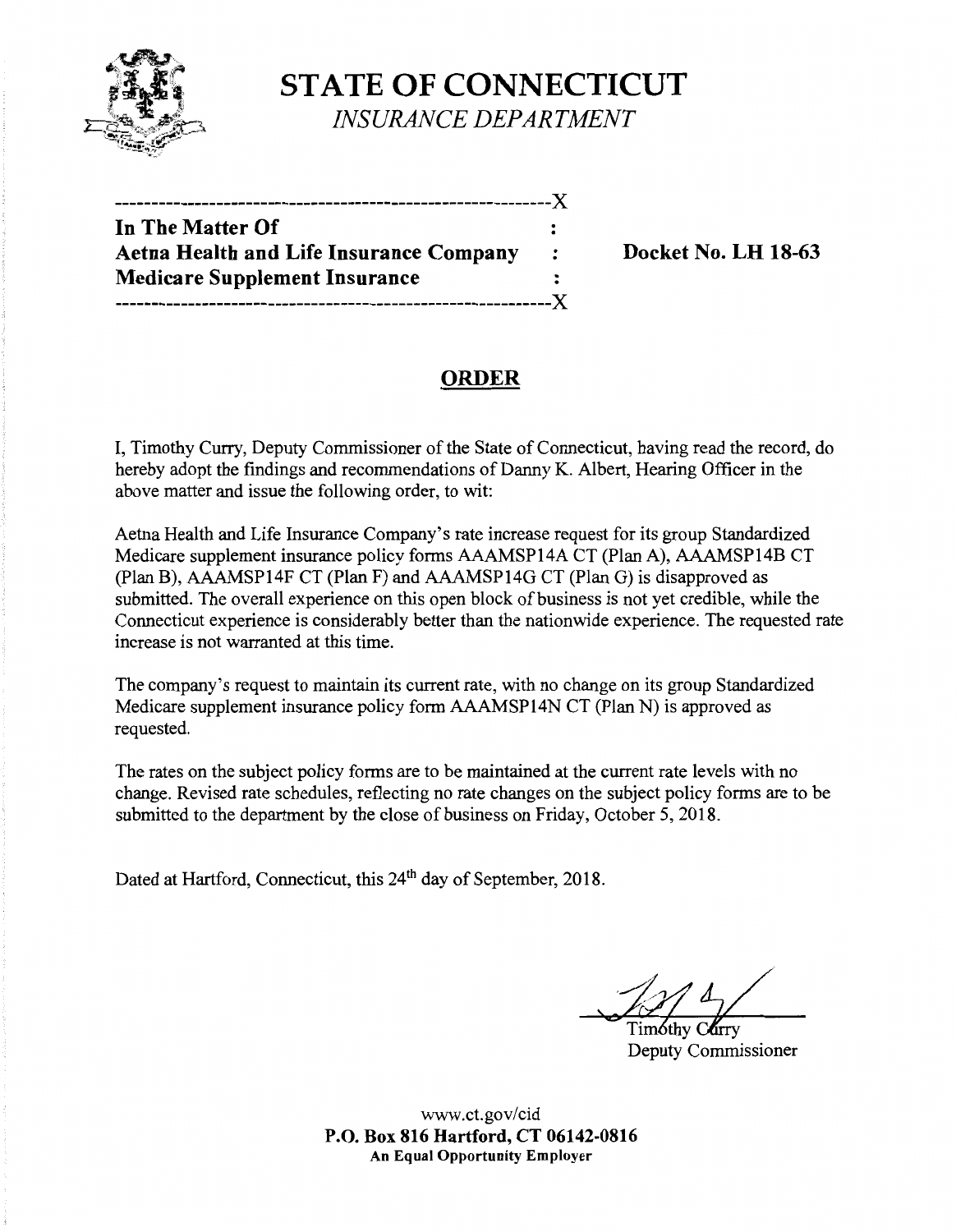# STATE OF CONNECTICUT

*INSURANCE DEPARTMENT*

---

**In The Matter Of**
**Aetna Health and Life Insurance Company**
**Medicare Supplement Insurance**

**Docket No. LH 18-63**

---

## ORDER

I, Timothy Curry, Deputy Commissioner of the State of Connecticut, having read the record, do hereby adopt the findings and recommendations of Danny K. Albert, Hearing Officer in the above matter and issue the following order, to wit:

Aetna Health and Life Insurance Company's rate increase request for its group Standardized Medicare supplement insurance policy forms AAAMSP14A CT (Plan A), AAAMSP14B CT (Plan B), AAAMSP14F CT (Plan F) and AAAMSP14G CT (Plan G) is disapproved as submitted. The overall experience on this open block of business is not yet credible, while the Connecticut experience is considerably better than the nationwide experience. The requested rate increase is not warranted at this time.

The company's request to maintain its current rate, with no change on its group Standardized Medicare supplement insurance policy form AAAMSP14N CT (Plan N) is approved as requested.

The rates on the subject policy forms are to be maintained at the current rate levels with no change. Revised rate schedules, reflecting no rate changes on the subject policy forms are to be submitted to the department by the close of business on Friday, October 5, 2018.

Dated at Hartford, Connecticut, this 24th day of September, 2018.

Timothy Curry
Deputy Commissioner

www.ct.gov/cid
**P.O. Box 816 Hartford, CT 06142-0816**
**An Equal Opportunity Employer**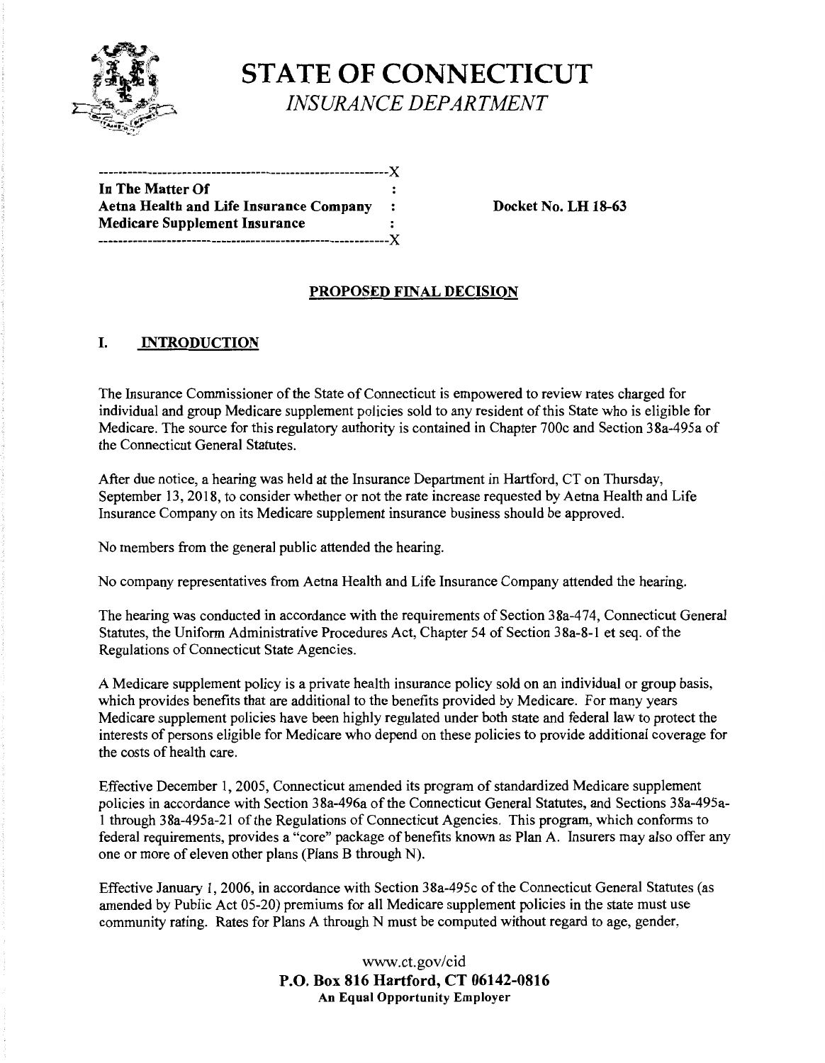# STATE OF CONNECTICUT

*INSURANCE DEPARTMENT*

```
---------------------------------------------------------X
In The Matter Of                                         :
Aetna Health and Life Insurance Company                  :
Medicare Supplement Insurance                            :
---------------------------------------------------------X
```

**Docket No. LH 18-63**

## PROPOSED FINAL DECISION

## I. INTRODUCTION

The Insurance Commissioner of the State of Connecticut is empowered to review rates charged for individual and group Medicare supplement policies sold to any resident of this State who is eligible for Medicare. The source for this regulatory authority is contained in Chapter 700c and Section 38a-495a of the Connecticut General Statutes.

After due notice, a hearing was held at the Insurance Department in Hartford, CT on Thursday, September 13, 2018, to consider whether or not the rate increase requested by Aetna Health and Life Insurance Company on its Medicare supplement insurance business should be approved.

No members from the general public attended the hearing.

No company representatives from Aetna Health and Life Insurance Company attended the hearing.

The hearing was conducted in accordance with the requirements of Section 38a-474, Connecticut General Statutes, the Uniform Administrative Procedures Act, Chapter 54 of Section 38a-8-1 et seq. of the Regulations of Connecticut State Agencies.

A Medicare supplement policy is a private health insurance policy sold on an individual or group basis, which provides benefits that are additional to the benefits provided by Medicare. For many years Medicare supplement policies have been highly regulated under both state and federal law to protect the interests of persons eligible for Medicare who depend on these policies to provide additional coverage for the costs of health care.

Effective December 1, 2005, Connecticut amended its program of standardized Medicare supplement policies in accordance with Section 38a-496a of the Connecticut General Statutes, and Sections 38a-495a-1 through 38a-495a-21 of the Regulations of Connecticut Agencies. This program, which conforms to federal requirements, provides a "core" package of benefits known as Plan A. Insurers may also offer any one or more of eleven other plans (Plans B through N).

Effective January 1, 2006, in accordance with Section 38a-495c of the Connecticut General Statutes (as amended by Public Act 05-20) premiums for all Medicare supplement policies in the state must use community rating. Rates for Plans A through N must be computed without regard to age, gender,

www.ct.gov/cid
**P.O. Box 816 Hartford, CT 06142-0816**
**An Equal Opportunity Employer**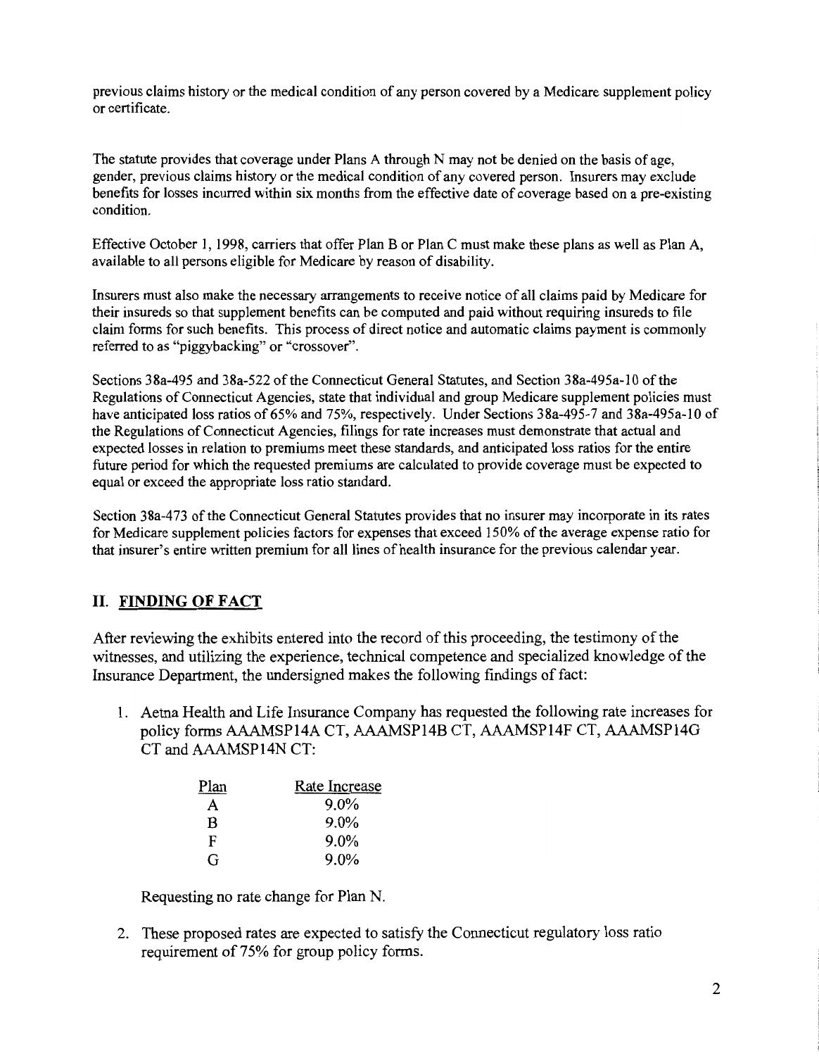previous claims history or the medical condition of any person covered by a Medicare supplement policy or certificate.

The statute provides that coverage under Plans A through N may not be denied on the basis of age, gender, previous claims history or the medical condition of any covered person. Insurers may exclude benefits for losses incurred within six months from the effective date of coverage based on a pre-existing condition.

Effective October 1, 1998, carriers that offer Plan B or Plan C must make these plans as well as Plan A, available to all persons eligible for Medicare by reason of disability.

Insurers must also make the necessary arrangements to receive notice of all claims paid by Medicare for their insureds so that supplement benefits can be computed and paid without requiring insureds to file claim forms for such benefits. This process of direct notice and automatic claims payment is commonly referred to as "piggybacking" or "crossover".

Sections 38a-495 and 38a-522 of the Connecticut General Statutes, and Section 38a-495a-10 of the Regulations of Connecticut Agencies, state that individual and group Medicare supplement policies must have anticipated loss ratios of 65% and 75%, respectively. Under Sections 38a-495-7 and 38a-495a-10 of the Regulations of Connecticut Agencies, filings for rate increases must demonstrate that actual and expected losses in relation to premiums meet these standards, and anticipated loss ratios for the entire future period for which the requested premiums are calculated to provide coverage must be expected to equal or exceed the appropriate loss ratio standard.

Section 38a-473 of the Connecticut General Statutes provides that no insurer may incorporate in its rates for Medicare supplement policies factors for expenses that exceed 150% of the average expense ratio for that insurer's entire written premium for all lines of health insurance for the previous calendar year.

## II. FINDING OF FACT

After reviewing the exhibits entered into the record of this proceeding, the testimony of the witnesses, and utilizing the experience, technical competence and specialized knowledge of the Insurance Department, the undersigned makes the following findings of fact:

1. Aetna Health and Life Insurance Company has requested the following rate increases for policy forms AAAMSP14A CT, AAAMSP14B CT, AAAMSP14F CT, AAAMSP14G CT and AAAMSP14N CT:

   | Plan | Rate Increase |
   |---|---|
   | A | 9.0% |
   | B | 9.0% |
   | F | 9.0% |
   | G | 9.0% |

   Requesting no rate change for Plan N.

2. These proposed rates are expected to satisfy the Connecticut regulatory loss ratio requirement of 75% for group policy forms.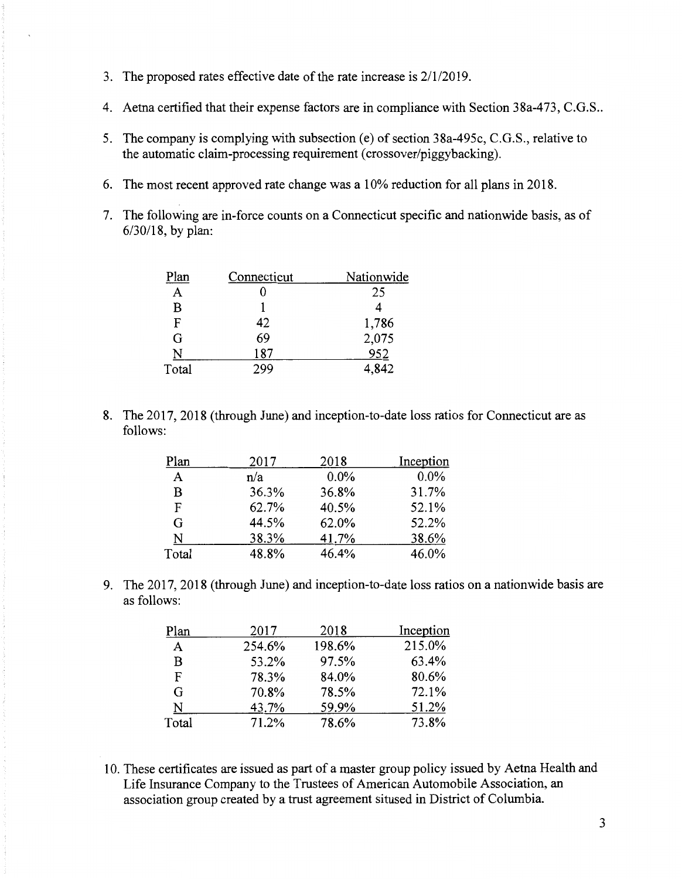3. The proposed rates effective date of the rate increase is 2/1/2019.

4. Aetna certified that their expense factors are in compliance with Section 38a-473, C.G.S..

5. The company is complying with subsection (e) of section 38a-495c, C.G.S., relative to the automatic claim-processing requirement (crossover/piggybacking).

6. The most recent approved rate change was a 10% reduction for all plans in 2018.

7. The following are in-force counts on a Connecticut specific and nationwide basis, as of 6/30/18, by plan:

| Plan | Connecticut | Nationwide |
|---|---|---|
| A | 0 | 25 |
| B | 1 | 4 |
| F | 42 | 1,786 |
| G | 69 | 2,075 |
| N | 187 | 952 |
| Total | 299 | 4,842 |

8. The 2017, 2018 (through June) and inception-to-date loss ratios for Connecticut are as follows:

| Plan | 2017 | 2018 | Inception |
|---|---|---|---|
| A | n/a | 0.0% | 0.0% |
| B | 36.3% | 36.8% | 31.7% |
| F | 62.7% | 40.5% | 52.1% |
| G | 44.5% | 62.0% | 52.2% |
| N | 38.3% | 41.7% | 38.6% |
| Total | 48.8% | 46.4% | 46.0% |

9. The 2017, 2018 (through June) and inception-to-date loss ratios on a nationwide basis are as follows:

| Plan | 2017 | 2018 | Inception |
|---|---|---|---|
| A | 254.6% | 198.6% | 215.0% |
| B | 53.2% | 97.5% | 63.4% |
| F | 78.3% | 84.0% | 80.6% |
| G | 70.8% | 78.5% | 72.1% |
| N | 43.7% | 59.9% | 51.2% |
| Total | 71.2% | 78.6% | 73.8% |

10. These certificates are issued as part of a master group policy issued by Aetna Health and Life Insurance Company to the Trustees of American Automobile Association, an association group created by a trust agreement sitused in District of Columbia.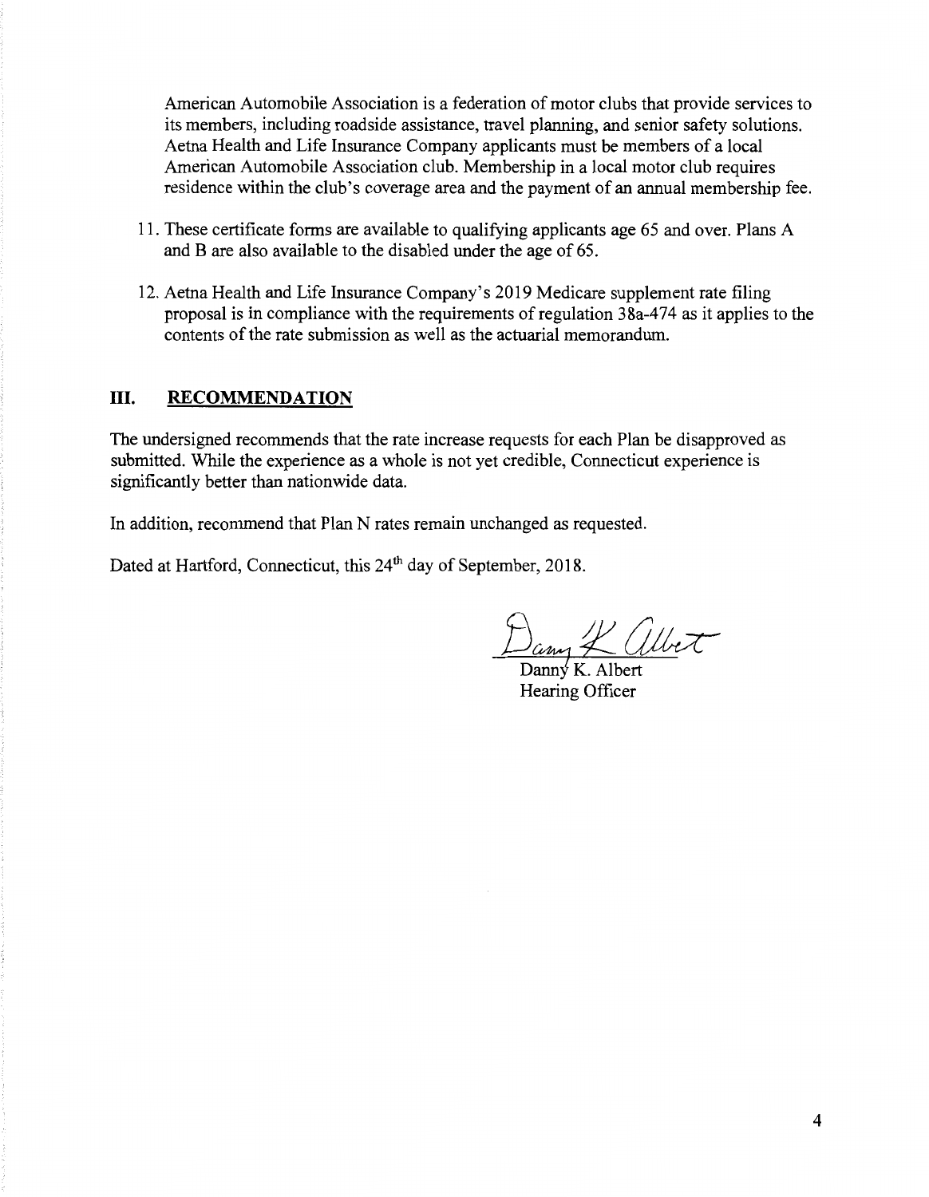American Automobile Association is a federation of motor clubs that provide services to its members, including roadside assistance, travel planning, and senior safety solutions. Aetna Health and Life Insurance Company applicants must be members of a local American Automobile Association club. Membership in a local motor club requires residence within the club's coverage area and the payment of an annual membership fee.

11. These certificate forms are available to qualifying applicants age 65 and over. Plans A and B are also available to the disabled under the age of 65.

12. Aetna Health and Life Insurance Company's 2019 Medicare supplement rate filing proposal is in compliance with the requirements of regulation 38a-474 as it applies to the contents of the rate submission as well as the actuarial memorandum.

## III. RECOMMENDATION

The undersigned recommends that the rate increase requests for each Plan be disapproved as submitted. While the experience as a whole is not yet credible, Connecticut experience is significantly better than nationwide data.

In addition, recommend that Plan N rates remain unchanged as requested.

Dated at Hartford, Connecticut, this 24th day of September, 2018.

Danny K. Albert
Hearing Officer